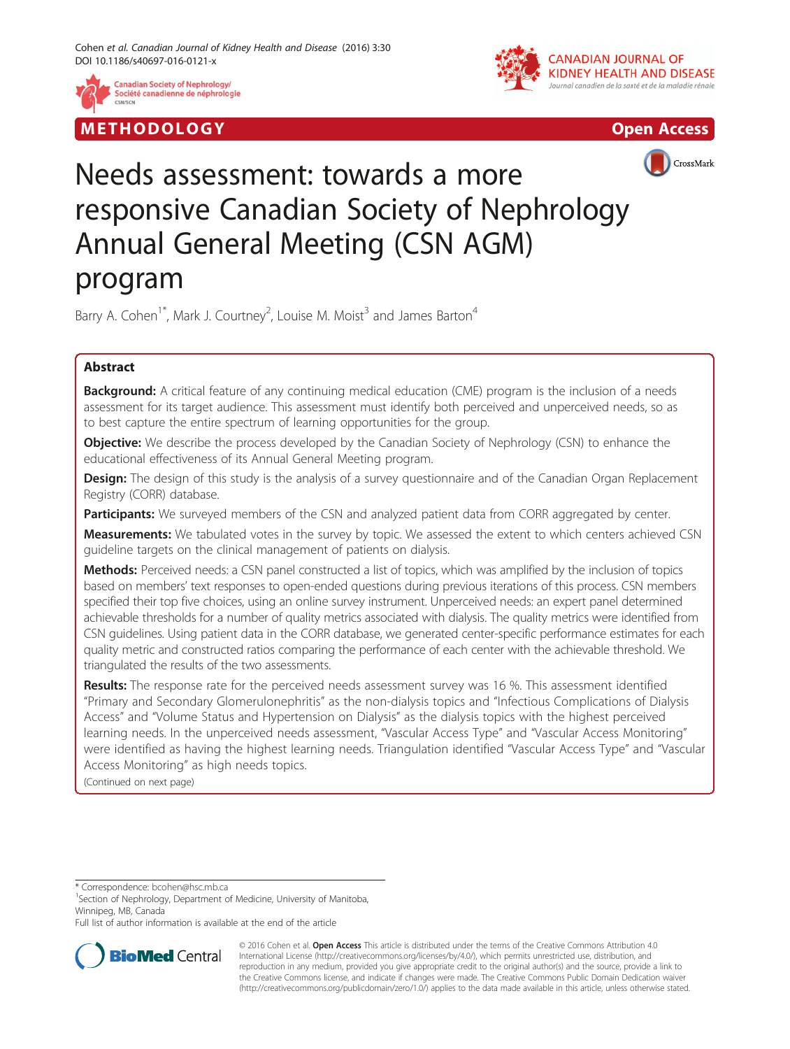METHODOLOGY

Open Access

# Needs assessment: towards a more responsive Canadian Society of Nephrology Annual General Meeting (CSN AGM) program

Barry A. Cohen[1*], Mark J. Courtney[2], Louise M. Moist[3] and James Barton[4]

## Abstract

**Background:** A critical feature of any continuing medical education (CME) program is the inclusion of a needs assessment for its target audience. This assessment must identify both perceived and unperceived needs, so as to best capture the entire spectrum of learning opportunities for the group.

**Objective:** We describe the process developed by the Canadian Society of Nephrology (CSN) to enhance the educational effectiveness of its Annual General Meeting program.

**Design:** The design of this study is the analysis of a survey questionnaire and of the Canadian Organ Replacement Registry (CORR) database.

**Participants:** We surveyed members of the CSN and analyzed patient data from CORR aggregated by center.

**Measurements:** We tabulated votes in the survey by topic. We assessed the extent to which centers achieved CSN guideline targets on the clinical management of patients on dialysis.

**Methods:** Perceived needs: a CSN panel constructed a list of topics, which was amplified by the inclusion of topics based on members' text responses to open-ended questions during previous iterations of this process. CSN members specified their top five choices, using an online survey instrument. Unperceived needs: an expert panel determined achievable thresholds for a number of quality metrics associated with dialysis. The quality metrics were identified from CSN guidelines. Using patient data in the CORR database, we generated center-specific performance estimates for each quality metric and constructed ratios comparing the performance of each center with the achievable threshold. We triangulated the results of the two assessments.

**Results:** The response rate for the perceived needs assessment survey was 16 %. This assessment identified "Primary and Secondary Glomerulonephritis" as the non-dialysis topics and "Infectious Complications of Dialysis Access" and "Volume Status and Hypertension on Dialysis" as the dialysis topics with the highest perceived learning needs. In the unperceived needs assessment, "Vascular Access Type" and "Vascular Access Monitoring" were identified as having the highest learning needs. Triangulation identified "Vascular Access Type" and "Vascular Access Monitoring" as high needs topics.

(Continued on next page)

\* Correspondence: bcohen@hsc.mb.ca

[1]Section of Nephrology, Department of Medicine, University of Manitoba, Winnipeg, MB, Canada

Full list of author information is available at the end of the article

© 2016 Cohen et al. **Open Access** This article is distributed under the terms of the Creative Commons Attribution 4.0 International License (http://creativecommons.org/licenses/by/4.0/), which permits unrestricted use, distribution, and reproduction in any medium, provided you give appropriate credit to the original author(s) and the source, provide a link to the Creative Commons license, and indicate if changes were made. The Creative Commons Public Domain Dedication waiver (http://creativecommons.org/publicdomain/zero/1.0/) applies to the data made available in this article, unless otherwise stated.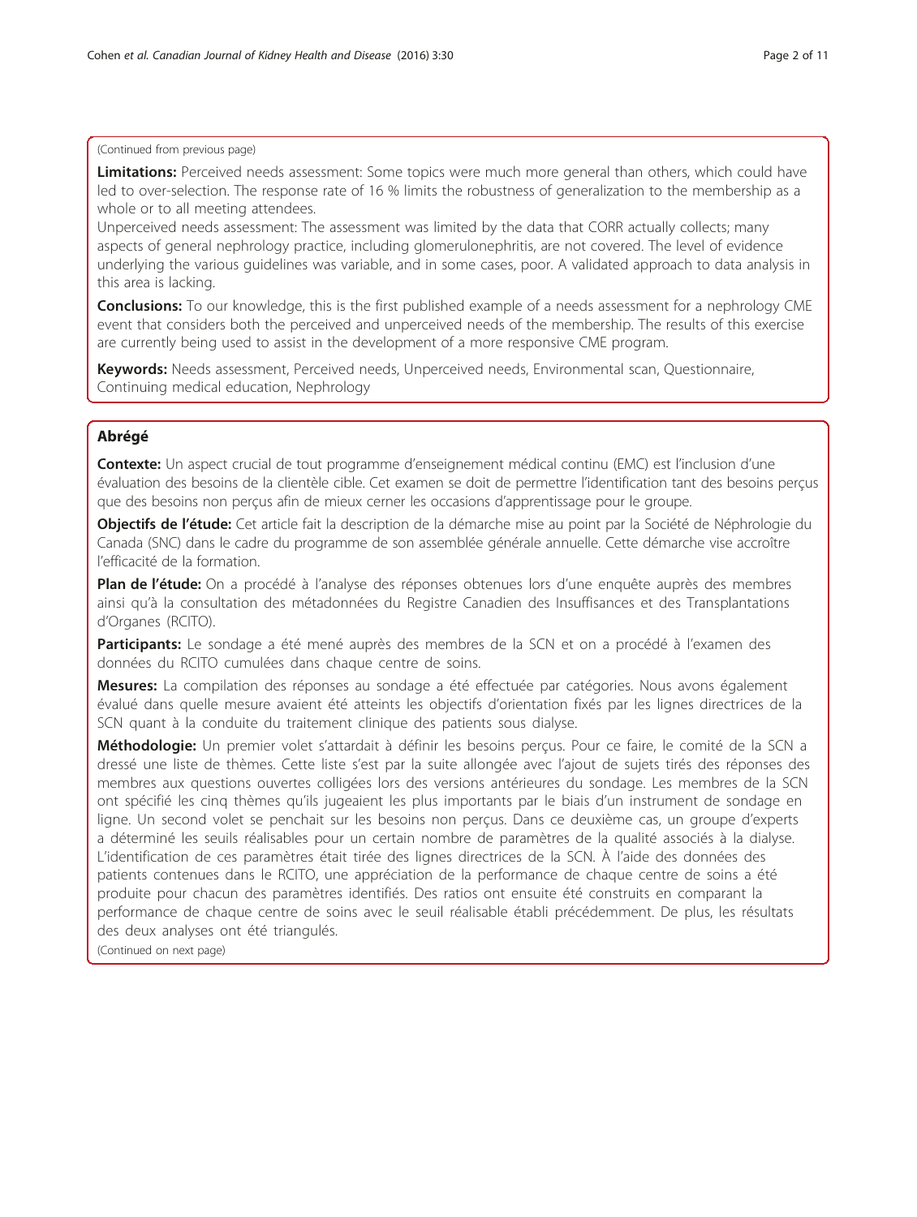(Continued from previous page)

**Limitations:** Perceived needs assessment: Some topics were much more general than others, which could have led to over-selection. The response rate of 16 % limits the robustness of generalization to the membership as a whole or to all meeting attendees.

Unperceived needs assessment: The assessment was limited by the data that CORR actually collects; many aspects of general nephrology practice, including glomerulonephritis, are not covered. The level of evidence underlying the various guidelines was variable, and in some cases, poor. A validated approach to data analysis in this area is lacking.

**Conclusions:** To our knowledge, this is the first published example of a needs assessment for a nephrology CME event that considers both the perceived and unperceived needs of the membership. The results of this exercise are currently being used to assist in the development of a more responsive CME program.

**Keywords:** Needs assessment, Perceived needs, Unperceived needs, Environmental scan, Questionnaire, Continuing medical education, Nephrology

## Abrégé

**Contexte:** Un aspect crucial de tout programme d'enseignement médical continu (EMC) est l'inclusion d'une évaluation des besoins de la clientèle cible. Cet examen se doit de permettre l'identification tant des besoins perçus que des besoins non perçus afin de mieux cerner les occasions d'apprentissage pour le groupe.

**Objectifs de l'étude:** Cet article fait la description de la démarche mise au point par la Société de Néphrologie du Canada (SNC) dans le cadre du programme de son assemblée générale annuelle. Cette démarche vise accroître l'efficacité de la formation.

**Plan de l'étude:** On a procédé à l'analyse des réponses obtenues lors d'une enquête auprès des membres ainsi qu'à la consultation des métadonnées du Registre Canadien des Insuffisances et des Transplantations d'Organes (RCITO).

**Participants:** Le sondage a été mené auprès des membres de la SCN et on a procédé à l'examen des données du RCITO cumulées dans chaque centre de soins.

**Mesures:** La compilation des réponses au sondage a été effectuée par catégories. Nous avons également évalué dans quelle mesure avaient été atteints les objectifs d'orientation fixés par les lignes directrices de la SCN quant à la conduite du traitement clinique des patients sous dialyse.

**Méthodologie:** Un premier volet s'attardait à définir les besoins perçus. Pour ce faire, le comité de la SCN a dressé une liste de thèmes. Cette liste s'est par la suite allongée avec l'ajout de sujets tirés des réponses des membres aux questions ouvertes colligées lors des versions antérieures du sondage. Les membres de la SCN ont spécifié les cinq thèmes qu'ils jugeaient les plus importants par le biais d'un instrument de sondage en ligne. Un second volet se penchait sur les besoins non perçus. Dans ce deuxième cas, un groupe d'experts a déterminé les seuils réalisables pour un certain nombre de paramètres de la qualité associés à la dialyse. L'identification de ces paramètres était tirée des lignes directrices de la SCN. À l'aide des données des patients contenues dans le RCITO, une appréciation de la performance de chaque centre de soins a été produite pour chacun des paramètres identifiés. Des ratios ont ensuite été construits en comparant la performance de chaque centre de soins avec le seuil réalisable établi précédemment. De plus, les résultats des deux analyses ont été triangulés.

(Continued on next page)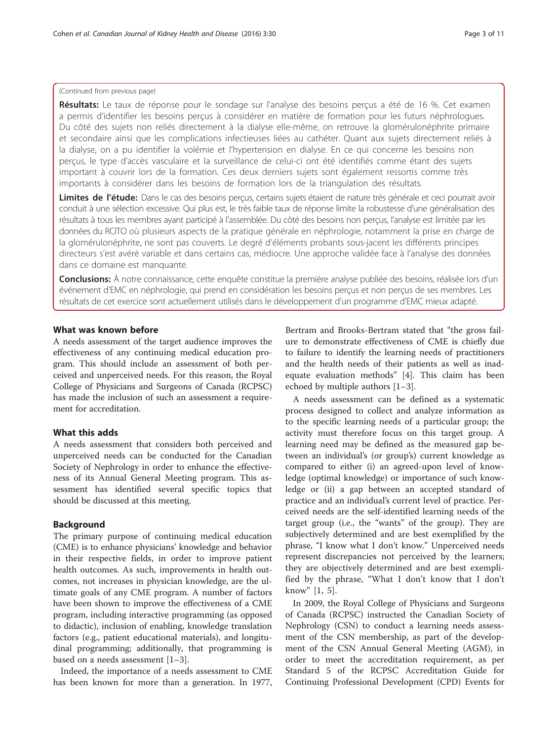(Continued from previous page)

**Résultats:** Le taux de réponse pour le sondage sur l'analyse des besoins perçus a été de 16 %. Cet examen a permis d'identifier les besoins perçus à considérer en matière de formation pour les futurs néphrologues. Du côté des sujets non reliés directement à la dialyse elle-même, on retrouve la glomérulonéphrite primaire et secondaire ainsi que les complications infectieuses liées au cathéter. Quant aux sujets directement reliés à la dialyse, on a pu identifier la volémie et l'hypertension en dialyse. En ce qui concerne les besoins non perçus, le type d'accès vasculaire et la surveillance de celui-ci ont été identifiés comme étant des sujets important à couvrir lors de la formation. Ces deux derniers sujets sont également ressortis comme très importants à considérer dans les besoins de formation lors de la triangulation des résultats.

**Limites de l'étude:** Dans le cas des besoins perçus, certains sujets étaient de nature très générale et ceci pourrait avoir conduit à une sélection excessive. Qui plus est, le très faible taux de réponse limite la robustesse d'une généralisation des résultats à tous les membres ayant participé à l'assemblée. Du côté des besoins non perçus, l'analyse est limitée par les données du RCITO où plusieurs aspects de la pratique générale en néphrologie, notamment la prise en charge de la glomérulonéphrite, ne sont pas couverts. Le degré d'éléments probants sous-jacent les différents principes directeurs s'est avéré variable et dans certains cas, médiocre. Une approche validée face à l'analyse des données dans ce domaine est manquante.

**Conclusions:** À notre connaissance, cette enquête constitue la première analyse publiée des besoins, réalisée lors d'un événement d'EMC en néphrologie, qui prend en considération les besoins perçus et non perçus de ses membres. Les résultats de cet exercice sont actuellement utilisés dans le développement d'un programme d'EMC mieux adapté.

## What was known before

A needs assessment of the target audience improves the effectiveness of any continuing medical education program. This should include an assessment of both perceived and unperceived needs. For this reason, the Royal College of Physicians and Surgeons of Canada (RCPSC) has made the inclusion of such an assessment a requirement for accreditation.

## What this adds

A needs assessment that considers both perceived and unperceived needs can be conducted for the Canadian Society of Nephrology in order to enhance the effectiveness of its Annual General Meeting program. This assessment has identified several specific topics that should be discussed at this meeting.

## Background

The primary purpose of continuing medical education (CME) is to enhance physicians' knowledge and behavior in their respective fields, in order to improve patient health outcomes. As such, improvements in health outcomes, not increases in physician knowledge, are the ultimate goals of any CME program. A number of factors have been shown to improve the effectiveness of a CME program, including interactive programming (as opposed to didactic), inclusion of enabling, knowledge translation factors (e.g., patient educational materials), and longitudinal programming; additionally, that programming is based on a needs assessment [1–3].

Indeed, the importance of a needs assessment to CME has been known for more than a generation. In 1977, Bertram and Brooks-Bertram stated that "the gross failure to demonstrate effectiveness of CME is chiefly due to failure to identify the learning needs of practitioners and the health needs of their patients as well as inadequate evaluation methods" [4]. This claim has been echoed by multiple authors [1–3].

A needs assessment can be defined as a systematic process designed to collect and analyze information as to the specific learning needs of a particular group; the activity must therefore focus on this target group. A learning need may be defined as the measured gap between an individual's (or group's) current knowledge as compared to either (i) an agreed-upon level of knowledge (optimal knowledge) or importance of such knowledge or (ii) a gap between an accepted standard of practice and an individual's current level of practice. Perceived needs are the self-identified learning needs of the target group (i.e., the "wants" of the group). They are subjectively determined and are best exemplified by the phrase, "I know what I don't know." Unperceived needs represent discrepancies not perceived by the learners; they are objectively determined and are best exemplified by the phrase, "What I don't know that I don't know" [1, 5].

In 2009, the Royal College of Physicians and Surgeons of Canada (RCPSC) instructed the Canadian Society of Nephrology (CSN) to conduct a learning needs assessment of the CSN membership, as part of the development of the CSN Annual General Meeting (AGM), in order to meet the accreditation requirement, as per Standard 5 of the RCPSC Accreditation Guide for Continuing Professional Development (CPD) Events for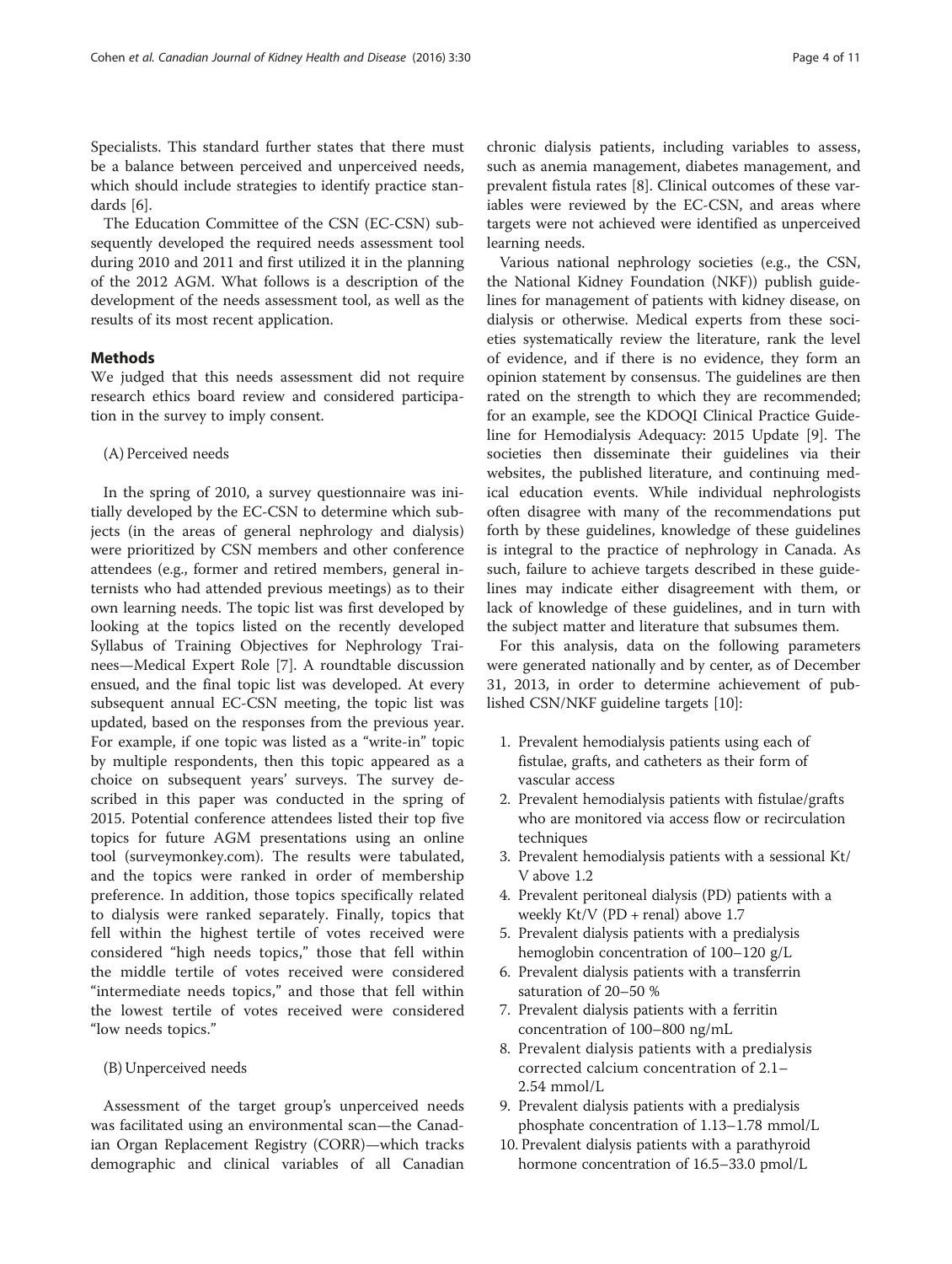Specialists. This standard further states that there must be a balance between perceived and unperceived needs, which should include strategies to identify practice standards [6].

The Education Committee of the CSN (EC-CSN) subsequently developed the required needs assessment tool during 2010 and 2011 and first utilized it in the planning of the 2012 AGM. What follows is a description of the development of the needs assessment tool, as well as the results of its most recent application.

## Methods

We judged that this needs assessment did not require research ethics board review and considered participation in the survey to imply consent.

(A) Perceived needs

In the spring of 2010, a survey questionnaire was initially developed by the EC-CSN to determine which subjects (in the areas of general nephrology and dialysis) were prioritized by CSN members and other conference attendees (e.g., former and retired members, general internists who had attended previous meetings) as to their own learning needs. The topic list was first developed by looking at the topics listed on the recently developed Syllabus of Training Objectives for Nephrology Trainees—Medical Expert Role [7]. A roundtable discussion ensued, and the final topic list was developed. At every subsequent annual EC-CSN meeting, the topic list was updated, based on the responses from the previous year. For example, if one topic was listed as a "write-in" topic by multiple respondents, then this topic appeared as a choice on subsequent years' surveys. The survey described in this paper was conducted in the spring of 2015. Potential conference attendees listed their top five topics for future AGM presentations using an online tool (surveymonkey.com). The results were tabulated, and the topics were ranked in order of membership preference. In addition, those topics specifically related to dialysis were ranked separately. Finally, topics that fell within the highest tertile of votes received were considered "high needs topics," those that fell within the middle tertile of votes received were considered "intermediate needs topics," and those that fell within the lowest tertile of votes received were considered "low needs topics."

(B) Unperceived needs

Assessment of the target group's unperceived needs was facilitated using an environmental scan—the Canadian Organ Replacement Registry (CORR)—which tracks demographic and clinical variables of all Canadian chronic dialysis patients, including variables to assess, such as anemia management, diabetes management, and prevalent fistula rates [8]. Clinical outcomes of these variables were reviewed by the EC-CSN, and areas where targets were not achieved were identified as unperceived learning needs.

Various national nephrology societies (e.g., the CSN, the National Kidney Foundation (NKF)) publish guidelines for management of patients with kidney disease, on dialysis or otherwise. Medical experts from these societies systematically review the literature, rank the level of evidence, and if there is no evidence, they form an opinion statement by consensus. The guidelines are then rated on the strength to which they are recommended; for an example, see the KDOQI Clinical Practice Guideline for Hemodialysis Adequacy: 2015 Update [9]. The societies then disseminate their guidelines via their websites, the published literature, and continuing medical education events. While individual nephrologists often disagree with many of the recommendations put forth by these guidelines, knowledge of these guidelines is integral to the practice of nephrology in Canada. As such, failure to achieve targets described in these guidelines may indicate either disagreement with them, or lack of knowledge of these guidelines, and in turn with the subject matter and literature that subsumes them.

For this analysis, data on the following parameters were generated nationally and by center, as of December 31, 2013, in order to determine achievement of published CSN/NKF guideline targets [10]:

1. Prevalent hemodialysis patients using each of fistulae, grafts, and catheters as their form of vascular access
2. Prevalent hemodialysis patients with fistulae/grafts who are monitored via access flow or recirculation techniques
3. Prevalent hemodialysis patients with a sessional Kt/V above 1.2
4. Prevalent peritoneal dialysis (PD) patients with a weekly Kt/V (PD + renal) above 1.7
5. Prevalent dialysis patients with a predialysis hemoglobin concentration of 100–120 g/L
6. Prevalent dialysis patients with a transferrin saturation of 20–50 %
7. Prevalent dialysis patients with a ferritin concentration of 100–800 ng/mL
8. Prevalent dialysis patients with a predialysis corrected calcium concentration of 2.1–2.54 mmol/L
9. Prevalent dialysis patients with a predialysis phosphate concentration of 1.13–1.78 mmol/L
10. Prevalent dialysis patients with a parathyroid hormone concentration of 16.5–33.0 pmol/L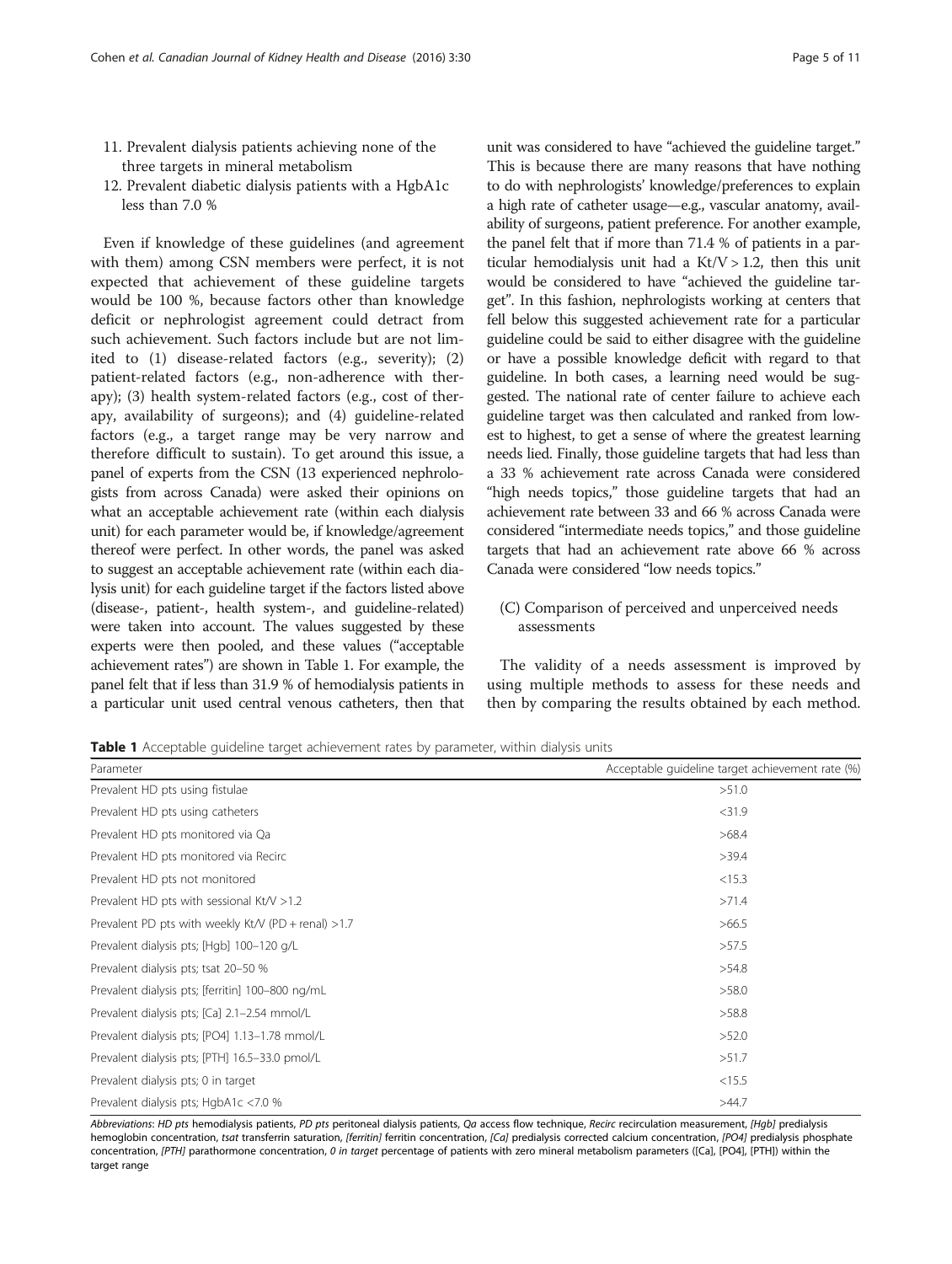11. Prevalent dialysis patients achieving none of the three targets in mineral metabolism
12. Prevalent diabetic dialysis patients with a HgbA1c less than 7.0 %

Even if knowledge of these guidelines (and agreement with them) among CSN members were perfect, it is not expected that achievement of these guideline targets would be 100 %, because factors other than knowledge deficit or nephrologist agreement could detract from such achievement. Such factors include but are not limited to (1) disease-related factors (e.g., severity); (2) patient-related factors (e.g., non-adherence with therapy); (3) health system-related factors (e.g., cost of therapy, availability of surgeons); and (4) guideline-related factors (e.g., a target range may be very narrow and therefore difficult to sustain). To get around this issue, a panel of experts from the CSN (13 experienced nephrologists from across Canada) were asked their opinions on what an acceptable achievement rate (within each dialysis unit) for each parameter would be, if knowledge/agreement thereof were perfect. In other words, the panel was asked to suggest an acceptable achievement rate (within each dialysis unit) for each guideline target if the factors listed above (disease-, patient-, health system-, and guideline-related) were taken into account. The values suggested by these experts were then pooled, and these values ("acceptable achievement rates") are shown in Table 1. For example, the panel felt that if less than 31.9 % of hemodialysis patients in a particular unit used central venous catheters, then that unit was considered to have "achieved the guideline target." This is because there are many reasons that have nothing to do with nephrologists' knowledge/preferences to explain a high rate of catheter usage—e.g., vascular anatomy, availability of surgeons, patient preference. For another example, the panel felt that if more than 71.4 % of patients in a particular hemodialysis unit had a $Kt/V > 1.2$, then this unit would be considered to have "achieved the guideline target". In this fashion, nephrologists working at centers that fell below this suggested achievement rate for a particular guideline could be said to either disagree with the guideline or have a possible knowledge deficit with regard to that guideline. In both cases, a learning need would be suggested. The national rate of center failure to achieve each guideline target was then calculated and ranked from lowest to highest, to get a sense of where the greatest learning needs lied. Finally, those guideline targets that had less than a 33 % achievement rate across Canada were considered "high needs topics," those guideline targets that had an achievement rate between 33 and 66 % across Canada were considered "intermediate needs topics," and those guideline targets that had an achievement rate above 66 % across Canada were considered "low needs topics."

(C) Comparison of perceived and unperceived needs assessments

The validity of a needs assessment is improved by using multiple methods to assess for these needs and then by comparing the results obtained by each method.

**Table 1** Acceptable guideline target achievement rates by parameter, within dialysis units

| Parameter | Acceptable guideline target achievement rate (%) |
|---|---|
| Prevalent HD pts using fistulae | >51.0 |
| Prevalent HD pts using catheters | <31.9 |
| Prevalent HD pts monitored via Qa | >68.4 |
| Prevalent HD pts monitored via Recirc | >39.4 |
| Prevalent HD pts not monitored | <15.3 |
| Prevalent HD pts with sessional Kt/V >1.2 | >71.4 |
| Prevalent PD pts with weekly Kt/V (PD + renal) >1.7 | >66.5 |
| Prevalent dialysis pts; [Hgb] 100–120 g/L | >57.5 |
| Prevalent dialysis pts; tsat 20–50 % | >54.8 |
| Prevalent dialysis pts; [ferritin] 100–800 ng/mL | >58.0 |
| Prevalent dialysis pts; [Ca] 2.1–2.54 mmol/L | >58.8 |
| Prevalent dialysis pts; [PO4] 1.13–1.78 mmol/L | >52.0 |
| Prevalent dialysis pts; [PTH] 16.5–33.0 pmol/L | >51.7 |
| Prevalent dialysis pts; 0 in target | <15.5 |
| Prevalent dialysis pts; HgbA1c <7.0 % | >44.7 |

*Abbreviations*: *HD pts* hemodialysis patients, *PD pts* peritoneal dialysis patients, *Qa* access flow technique, *Recirc* recirculation measurement, *[Hgb]* predialysis hemoglobin concentration, *tsat* transferrin saturation, *[ferritin]* ferritin concentration, *[Ca]* predialysis corrected calcium concentration, *[PO4]* predialysis phosphate concentration, *[PTH]* parathormone concentration, *0 in target* percentage of patients with zero mineral metabolism parameters ([Ca], [PO4], [PTH]) within the target range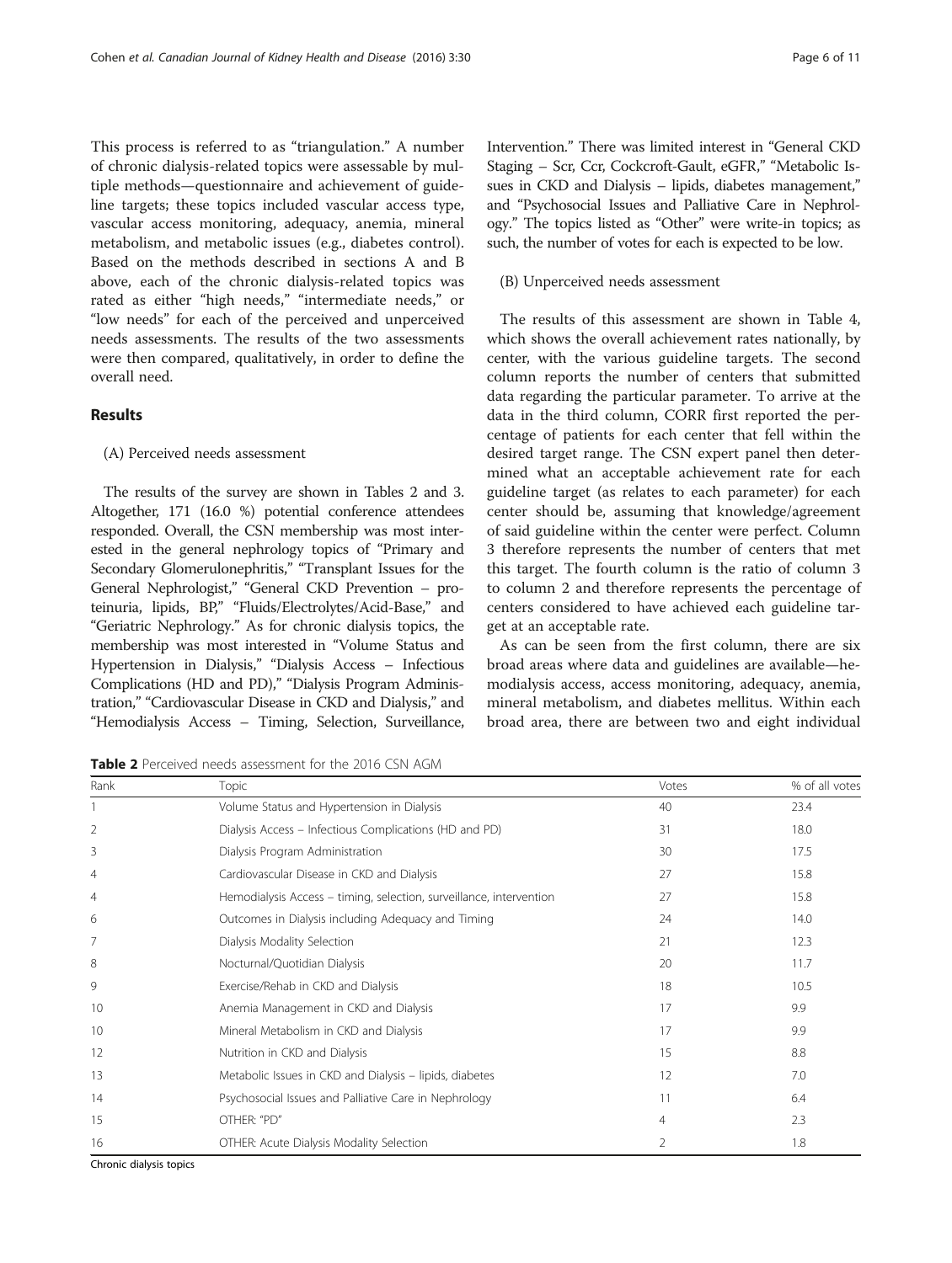This process is referred to as "triangulation." A number of chronic dialysis-related topics were assessable by multiple methods—questionnaire and achievement of guideline targets; these topics included vascular access type, vascular access monitoring, adequacy, anemia, mineral metabolism, and metabolic issues (e.g., diabetes control). Based on the methods described in sections A and B above, each of the chronic dialysis-related topics was rated as either "high needs," "intermediate needs," or "low needs" for each of the perceived and unperceived needs assessments. The results of the two assessments were then compared, qualitatively, in order to define the overall need.

## Results

### (A) Perceived needs assessment

The results of the survey are shown in Tables 2 and 3. Altogether, 171 (16.0 %) potential conference attendees responded. Overall, the CSN membership was most interested in the general nephrology topics of "Primary and Secondary Glomerulonephritis," "Transplant Issues for the General Nephrologist," "General CKD Prevention – proteinuria, lipids, BP," "Fluids/Electrolytes/Acid-Base," and "Geriatric Nephrology." As for chronic dialysis topics, the membership was most interested in "Volume Status and Hypertension in Dialysis," "Dialysis Access – Infectious Complications (HD and PD)," "Dialysis Program Administration," "Cardiovascular Disease in CKD and Dialysis," and "Hemodialysis Access – Timing, Selection, Surveillance, Intervention." There was limited interest in "General CKD Staging – Scr, Ccr, Cockcroft-Gault, eGFR," "Metabolic Issues in CKD and Dialysis – lipids, diabetes management," and "Psychosocial Issues and Palliative Care in Nephrology." The topics listed as "Other" were write-in topics; as such, the number of votes for each is expected to be low.

### (B) Unperceived needs assessment

The results of this assessment are shown in Table 4, which shows the overall achievement rates nationally, by center, with the various guideline targets. The second column reports the number of centers that submitted data regarding the particular parameter. To arrive at the data in the third column, CORR first reported the percentage of patients for each center that fell within the desired target range. The CSN expert panel then determined what an acceptable achievement rate for each guideline target (as relates to each parameter) for each center should be, assuming that knowledge/agreement of said guideline within the center were perfect. Column 3 therefore represents the number of centers that met this target. The fourth column is the ratio of column 3 to column 2 and therefore represents the percentage of centers considered to have achieved each guideline target at an acceptable rate.

As can be seen from the first column, there are six broad areas where data and guidelines are available—hemodialysis access, access monitoring, adequacy, anemia, mineral metabolism, and diabetes mellitus. Within each broad area, there are between two and eight individual

**Table 2** Perceived needs assessment for the 2016 CSN AGM

| Rank | Topic | Votes | % of all votes |
|---|---|---|---|
| 1 | Volume Status and Hypertension in Dialysis | 40 | 23.4 |
| 2 | Dialysis Access – Infectious Complications (HD and PD) | 31 | 18.0 |
| 3 | Dialysis Program Administration | 30 | 17.5 |
| 4 | Cardiovascular Disease in CKD and Dialysis | 27 | 15.8 |
| 4 | Hemodialysis Access – timing, selection, surveillance, intervention | 27 | 15.8 |
| 6 | Outcomes in Dialysis including Adequacy and Timing | 24 | 14.0 |
| 7 | Dialysis Modality Selection | 21 | 12.3 |
| 8 | Nocturnal/Quotidian Dialysis | 20 | 11.7 |
| 9 | Exercise/Rehab in CKD and Dialysis | 18 | 10.5 |
| 10 | Anemia Management in CKD and Dialysis | 17 | 9.9 |
| 10 | Mineral Metabolism in CKD and Dialysis | 17 | 9.9 |
| 12 | Nutrition in CKD and Dialysis | 15 | 8.8 |
| 13 | Metabolic Issues in CKD and Dialysis – lipids, diabetes | 12 | 7.0 |
| 14 | Psychosocial Issues and Palliative Care in Nephrology | 11 | 6.4 |
| 15 | OTHER: "PD" | 4 | 2.3 |
| 16 | OTHER: Acute Dialysis Modality Selection | 2 | 1.8 |

Chronic dialysis topics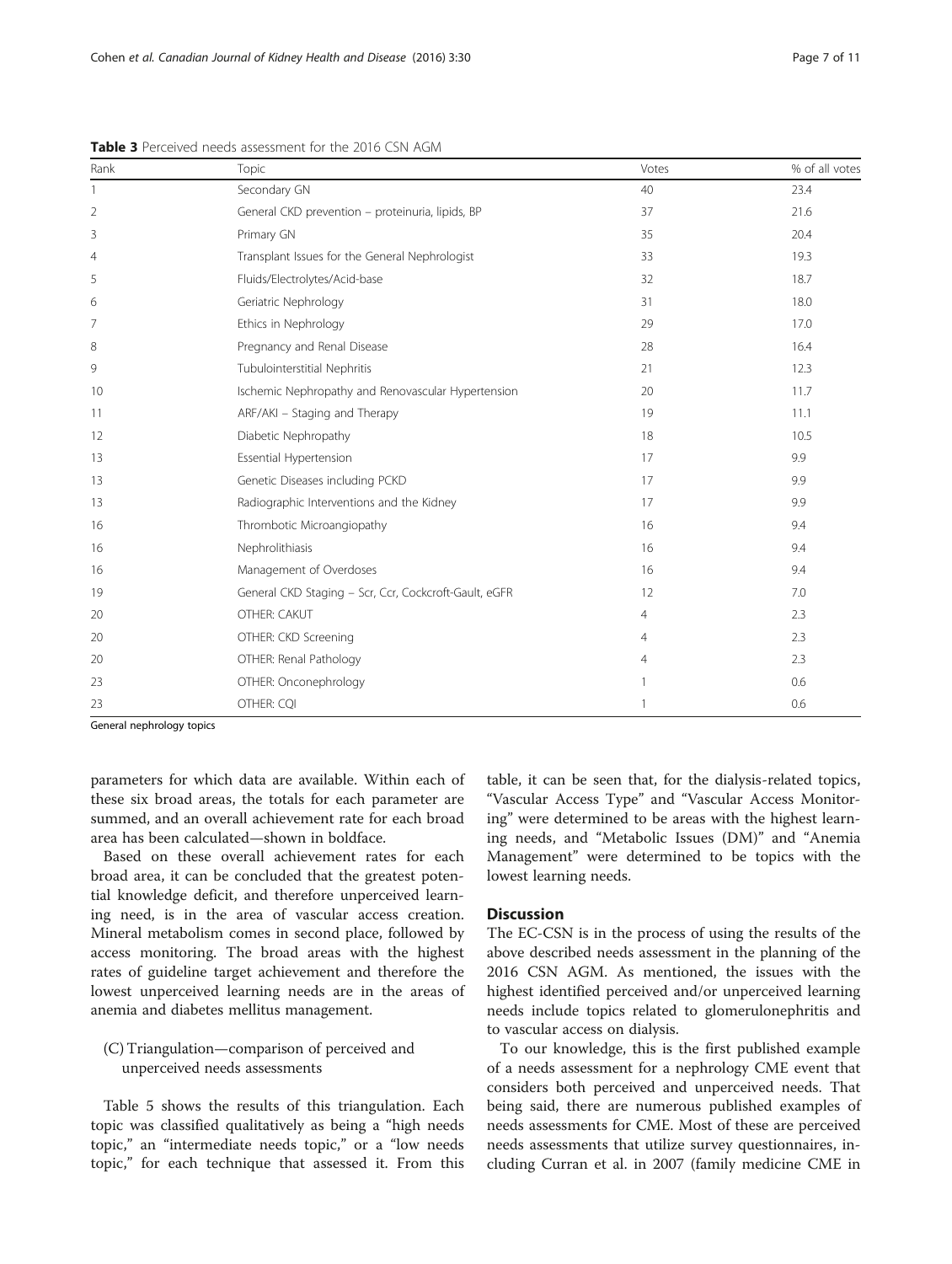**Table 3** Perceived needs assessment for the 2016 CSN AGM

| Rank | Topic | Votes | % of all votes |
|---|---|---|---|
| 1 | Secondary GN | 40 | 23.4 |
| 2 | General CKD prevention – proteinuria, lipids, BP | 37 | 21.6 |
| 3 | Primary GN | 35 | 20.4 |
| 4 | Transplant Issues for the General Nephrologist | 33 | 19.3 |
| 5 | Fluids/Electrolytes/Acid-base | 32 | 18.7 |
| 6 | Geriatric Nephrology | 31 | 18.0 |
| 7 | Ethics in Nephrology | 29 | 17.0 |
| 8 | Pregnancy and Renal Disease | 28 | 16.4 |
| 9 | Tubulointerstitial Nephritis | 21 | 12.3 |
| 10 | Ischemic Nephropathy and Renovascular Hypertension | 20 | 11.7 |
| 11 | ARF/AKI – Staging and Therapy | 19 | 11.1 |
| 12 | Diabetic Nephropathy | 18 | 10.5 |
| 13 | Essential Hypertension | 17 | 9.9 |
| 13 | Genetic Diseases including PCKD | 17 | 9.9 |
| 13 | Radiographic Interventions and the Kidney | 17 | 9.9 |
| 16 | Thrombotic Microangiopathy | 16 | 9.4 |
| 16 | Nephrolithiasis | 16 | 9.4 |
| 16 | Management of Overdoses | 16 | 9.4 |
| 19 | General CKD Staging – Scr, Ccr, Cockcroft-Gault, eGFR | 12 | 7.0 |
| 20 | OTHER: CAKUT | 4 | 2.3 |
| 20 | OTHER: CKD Screening | 4 | 2.3 |
| 20 | OTHER: Renal Pathology | 4 | 2.3 |
| 23 | OTHER: Onconephrology | 1 | 0.6 |
| 23 | OTHER: CQI | 1 | 0.6 |

General nephrology topics

parameters for which data are available. Within each of these six broad areas, the totals for each parameter are summed, and an overall achievement rate for each broad area has been calculated—shown in boldface.

Based on these overall achievement rates for each broad area, it can be concluded that the greatest potential knowledge deficit, and therefore unperceived learning need, is in the area of vascular access creation. Mineral metabolism comes in second place, followed by access monitoring. The broad areas with the highest rates of guideline target achievement and therefore the lowest unperceived learning needs are in the areas of anemia and diabetes mellitus management.

### (C) Triangulation—comparison of perceived and unperceived needs assessments

Table 5 shows the results of this triangulation. Each topic was classified qualitatively as being a "high needs topic," an "intermediate needs topic," or a "low needs topic," for each technique that assessed it. From this table, it can be seen that, for the dialysis-related topics, "Vascular Access Type" and "Vascular Access Monitoring" were determined to be areas with the highest learning needs, and "Metabolic Issues (DM)" and "Anemia Management" were determined to be topics with the lowest learning needs.

## Discussion

The EC-CSN is in the process of using the results of the above described needs assessment in the planning of the 2016 CSN AGM. As mentioned, the issues with the highest identified perceived and/or unperceived learning needs include topics related to glomerulonephritis and to vascular access on dialysis.

To our knowledge, this is the first published example of a needs assessment for a nephrology CME event that considers both perceived and unperceived needs. That being said, there are numerous published examples of needs assessments for CME. Most of these are perceived needs assessments that utilize survey questionnaires, including Curran et al. in 2007 (family medicine CME in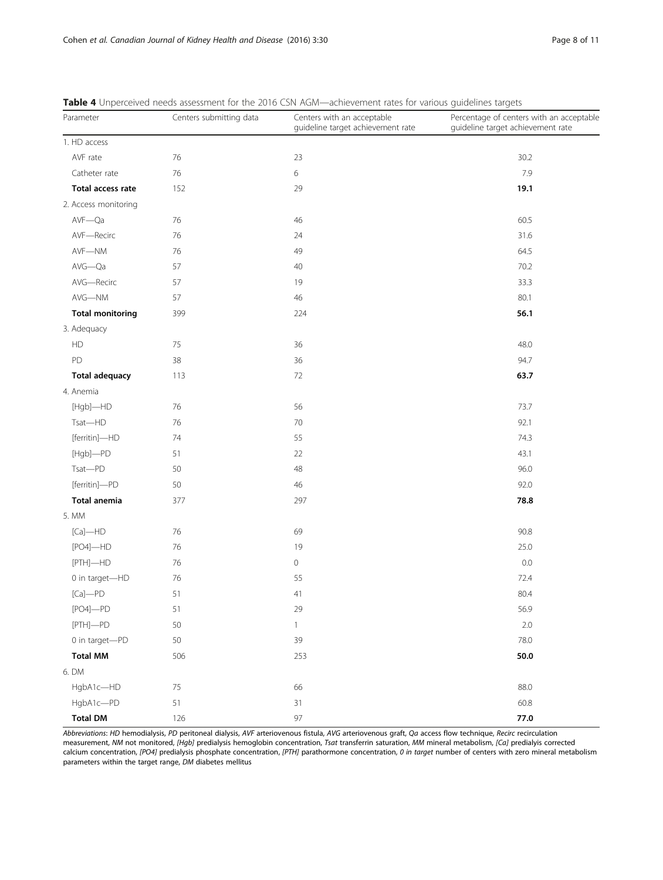**Table 4** Unperceived needs assessment for the 2016 CSN AGM—achievement rates for various guidelines targets

| Parameter | Centers submitting data | Centers with an acceptable guideline target achievement rate | Percentage of centers with an acceptable guideline target achievement rate |
|---|---|---|---|
| 1. HD access | | | |
| AVF rate | 76 | 23 | 30.2 |
| Catheter rate | 76 | 6 | 7.9 |
| **Total access rate** | 152 | 29 | **19.1** |
| 2. Access monitoring | | | |
| AVF—Qa | 76 | 46 | 60.5 |
| AVF—Recirc | 76 | 24 | 31.6 |
| AVF—NM | 76 | 49 | 64.5 |
| AVG—Qa | 57 | 40 | 70.2 |
| AVG—Recirc | 57 | 19 | 33.3 |
| AVG—NM | 57 | 46 | 80.1 |
| **Total monitoring** | 399 | 224 | **56.1** |
| 3. Adequacy | | | |
| HD | 75 | 36 | 48.0 |
| PD | 38 | 36 | 94.7 |
| **Total adequacy** | 113 | 72 | **63.7** |
| 4. Anemia | | | |
| [Hgb]—HD | 76 | 56 | 73.7 |
| Tsat—HD | 76 | 70 | 92.1 |
| [ferritin]—HD | 74 | 55 | 74.3 |
| [Hgb]—PD | 51 | 22 | 43.1 |
| Tsat—PD | 50 | 48 | 96.0 |
| [ferritin]—PD | 50 | 46 | 92.0 |
| **Total anemia** | 377 | 297 | **78.8** |
| 5. MM | | | |
| [Ca]—HD | 76 | 69 | 90.8 |
| [PO4]—HD | 76 | 19 | 25.0 |
| [PTH]—HD | 76 | 0 | 0.0 |
| 0 in target—HD | 76 | 55 | 72.4 |
| [Ca]—PD | 51 | 41 | 80.4 |
| [PO4]—PD | 51 | 29 | 56.9 |
| [PTH]—PD | 50 | 1 | 2.0 |
| 0 in target—PD | 50 | 39 | 78.0 |
| **Total MM** | 506 | 253 | **50.0** |
| 6. DM | | | |
| HgbA1c—HD | 75 | 66 | 88.0 |
| HgbA1c—PD | 51 | 31 | 60.8 |
| **Total DM** | 126 | 97 | **77.0** |

*Abbreviations*: *HD* hemodialysis, *PD* peritoneal dialysis, *AVF* arteriovenous fistula, *AVG* arteriovenous graft, *Qa* access flow technique, *Recirc* recirculation measurement, *NM* not monitored, *[Hgb]* predialysis hemoglobin concentration, *Tsat* transferrin saturation, *MM* mineral metabolism, *[Ca]* predialyis corrected calcium concentration, *[PO4]* predialysis phosphate concentration, *[PTH]* parathormone concentration, *0 in target* number of centers with zero mineral metabolism parameters within the target range, *DM* diabetes mellitus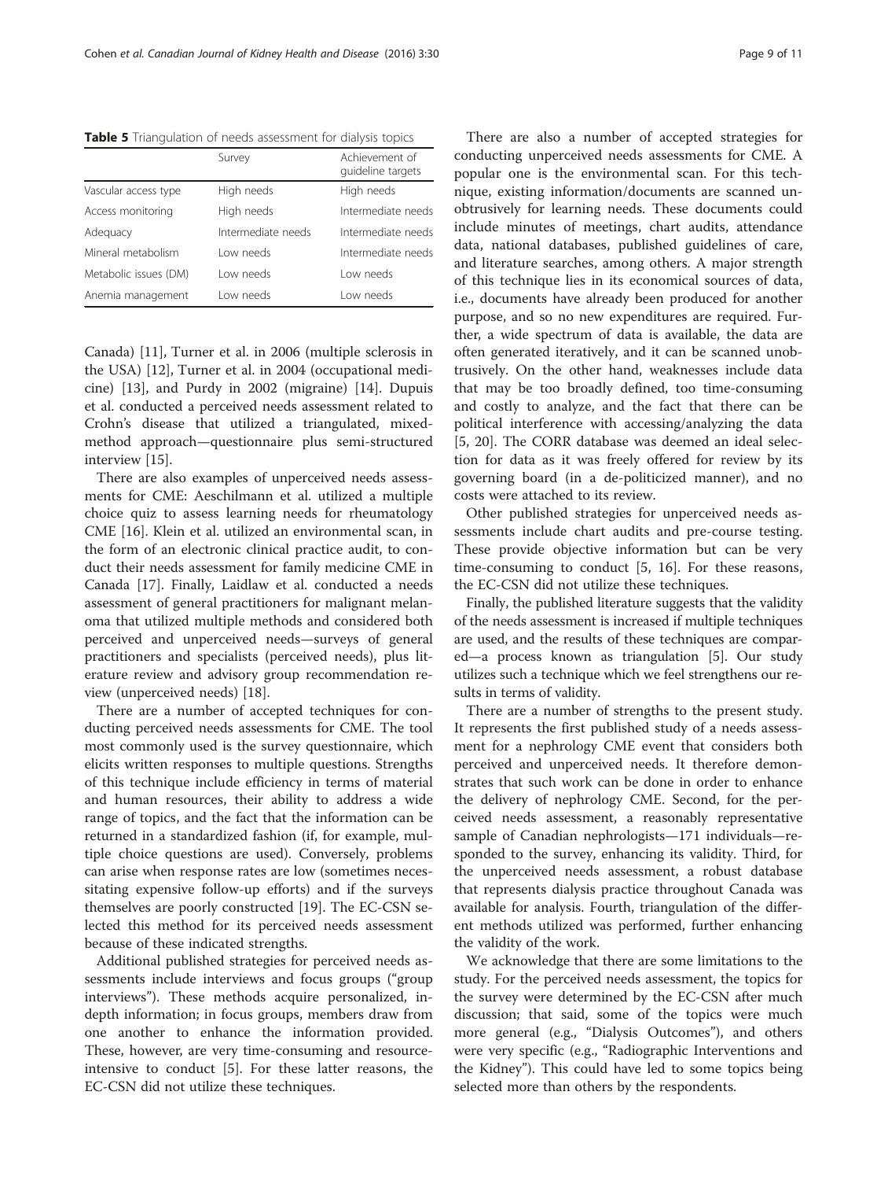**Table 5** Triangulation of needs assessment for dialysis topics

| | Survey | Achievement of guideline targets |
|---|---|---|
| Vascular access type | High needs | High needs |
| Access monitoring | High needs | Intermediate needs |
| Adequacy | Intermediate needs | Intermediate needs |
| Mineral metabolism | Low needs | Intermediate needs |
| Metabolic issues (DM) | Low needs | Low needs |
| Anemia management | Low needs | Low needs |

Canada) [11], Turner et al. in 2006 (multiple sclerosis in the USA) [12], Turner et al. in 2004 (occupational medicine) [13], and Purdy in 2002 (migraine) [14]. Dupuis et al. conducted a perceived needs assessment related to Crohn's disease that utilized a triangulated, mixed-method approach—questionnaire plus semi-structured interview [15].

There are also examples of unperceived needs assessments for CME: Aeschilmann et al. utilized a multiple choice quiz to assess learning needs for rheumatology CME [16]. Klein et al. utilized an environmental scan, in the form of an electronic clinical practice audit, to conduct their needs assessment for family medicine CME in Canada [17]. Finally, Laidlaw et al. conducted a needs assessment of general practitioners for malignant melanoma that utilized multiple methods and considered both perceived and unperceived needs—surveys of general practitioners and specialists (perceived needs), plus literature review and advisory group recommendation review (unperceived needs) [18].

There are a number of accepted techniques for conducting perceived needs assessments for CME. The tool most commonly used is the survey questionnaire, which elicits written responses to multiple questions. Strengths of this technique include efficiency in terms of material and human resources, their ability to address a wide range of topics, and the fact that the information can be returned in a standardized fashion (if, for example, multiple choice questions are used). Conversely, problems can arise when response rates are low (sometimes necessitating expensive follow-up efforts) and if the surveys themselves are poorly constructed [19]. The EC-CSN selected this method for its perceived needs assessment because of these indicated strengths.

Additional published strategies for perceived needs assessments include interviews and focus groups ("group interviews"). These methods acquire personalized, in-depth information; in focus groups, members draw from one another to enhance the information provided. These, however, are very time-consuming and resource-intensive to conduct [5]. For these latter reasons, the EC-CSN did not utilize these techniques.

There are also a number of accepted strategies for conducting unperceived needs assessments for CME. A popular one is the environmental scan. For this technique, existing information/documents are scanned unobtrusively for learning needs. These documents could include minutes of meetings, chart audits, attendance data, national databases, published guidelines of care, and literature searches, among others. A major strength of this technique lies in its economical sources of data, i.e., documents have already been produced for another purpose, and so no new expenditures are required. Further, a wide spectrum of data is available, the data are often generated iteratively, and it can be scanned unobtrusively. On the other hand, weaknesses include data that may be too broadly defined, too time-consuming and costly to analyze, and the fact that there can be political interference with accessing/analyzing the data [5, 20]. The CORR database was deemed an ideal selection for data as it was freely offered for review by its governing board (in a de-politicized manner), and no costs were attached to its review.

Other published strategies for unperceived needs assessments include chart audits and pre-course testing. These provide objective information but can be very time-consuming to conduct [5, 16]. For these reasons, the EC-CSN did not utilize these techniques.

Finally, the published literature suggests that the validity of the needs assessment is increased if multiple techniques are used, and the results of these techniques are compared—a process known as triangulation [5]. Our study utilizes such a technique which we feel strengthens our results in terms of validity.

There are a number of strengths to the present study. It represents the first published study of a needs assessment for a nephrology CME event that considers both perceived and unperceived needs. It therefore demonstrates that such work can be done in order to enhance the delivery of nephrology CME. Second, for the perceived needs assessment, a reasonably representative sample of Canadian nephrologists—171 individuals—responded to the survey, enhancing its validity. Third, for the unperceived needs assessment, a robust database that represents dialysis practice throughout Canada was available for analysis. Fourth, triangulation of the different methods utilized was performed, further enhancing the validity of the work.

We acknowledge that there are some limitations to the study. For the perceived needs assessment, the topics for the survey were determined by the EC-CSN after much discussion; that said, some of the topics were much more general (e.g., "Dialysis Outcomes"), and others were very specific (e.g., "Radiographic Interventions and the Kidney"). This could have led to some topics being selected more than others by the respondents.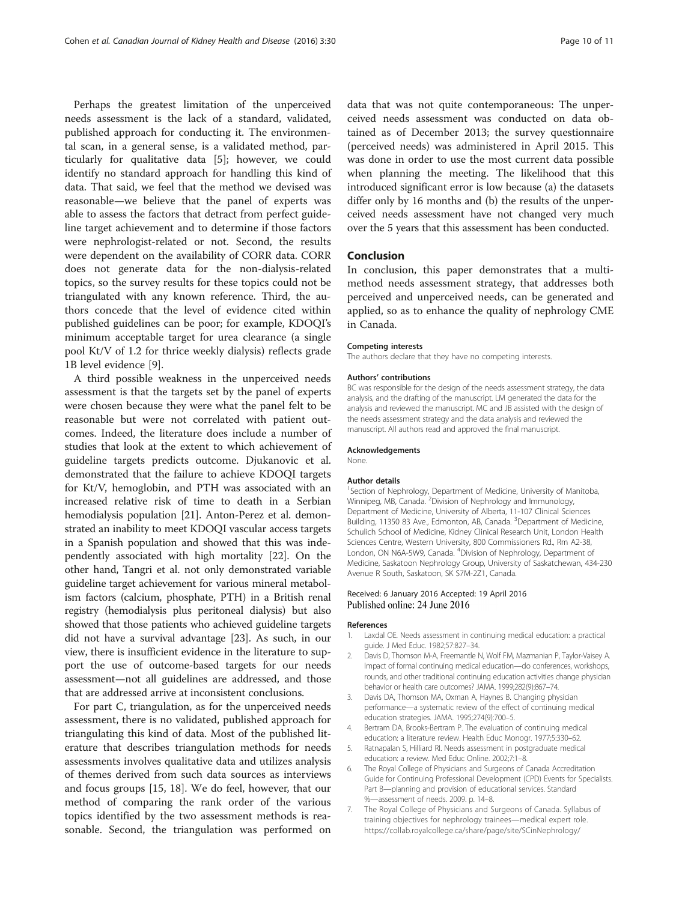Perhaps the greatest limitation of the unperceived needs assessment is the lack of a standard, validated, published approach for conducting it. The environmental scan, in a general sense, is a validated method, particularly for qualitative data [5]; however, we could identify no standard approach for handling this kind of data. That said, we feel that the method we devised was reasonable—we believe that the panel of experts was able to assess the factors that detract from perfect guideline target achievement and to determine if those factors were nephrologist-related or not. Second, the results were dependent on the availability of CORR data. CORR does not generate data for the non-dialysis-related topics, so the survey results for these topics could not be triangulated with any known reference. Third, the authors concede that the level of evidence cited within published guidelines can be poor; for example, KDOQI's minimum acceptable target for urea clearance (a single pool Kt/V of 1.2 for thrice weekly dialysis) reflects grade 1B level evidence [9].

A third possible weakness in the unperceived needs assessment is that the targets set by the panel of experts were chosen because they were what the panel felt to be reasonable but were not correlated with patient outcomes. Indeed, the literature does include a number of studies that look at the extent to which achievement of guideline targets predicts outcome. Djukanovic et al. demonstrated that the failure to achieve KDOQI targets for Kt/V, hemoglobin, and PTH was associated with an increased relative risk of time to death in a Serbian hemodialysis population [21]. Anton-Perez et al. demonstrated an inability to meet KDOQI vascular access targets in a Spanish population and showed that this was independently associated with high mortality [22]. On the other hand, Tangri et al. not only demonstrated variable guideline target achievement for various mineral metabolism factors (calcium, phosphate, PTH) in a British renal registry (hemodialysis plus peritoneal dialysis) but also showed that those patients who achieved guideline targets did not have a survival advantage [23]. As such, in our view, there is insufficient evidence in the literature to support the use of outcome-based targets for our needs assessment—not all guidelines are addressed, and those that are addressed arrive at inconsistent conclusions.

For part C, triangulation, as for the unperceived needs assessment, there is no validated, published approach for triangulating this kind of data. Most of the published literature that describes triangulation methods for needs assessments involves qualitative data and utilizes analysis of themes derived from such data sources as interviews and focus groups [15, 18]. We do feel, however, that our method of comparing the rank order of the various topics identified by the two assessment methods is reasonable. Second, the triangulation was performed on data that was not quite contemporaneous: The unperceived needs assessment was conducted on data obtained as of December 2013; the survey questionnaire (perceived needs) was administered in April 2015. This was done in order to use the most current data possible when planning the meeting. The likelihood that this introduced significant error is low because (a) the datasets differ only by 16 months and (b) the results of the unperceived needs assessment have not changed very much over the 5 years that this assessment has been conducted.

## Conclusion

In conclusion, this paper demonstrates that a multimethod needs assessment strategy, that addresses both perceived and unperceived needs, can be generated and applied, so as to enhance the quality of nephrology CME in Canada.

#### Competing interests

The authors declare that they have no competing interests.

#### Authors' contributions

BC was responsible for the design of the needs assessment strategy, the data analysis, and the drafting of the manuscript. LM generated the data for the analysis and reviewed the manuscript. MC and JB assisted with the design of the needs assessment strategy and the data analysis and reviewed the manuscript. All authors read and approved the final manuscript.

#### Acknowledgements

None.

#### Author details

[1]Section of Nephrology, Department of Medicine, University of Manitoba, Winnipeg, MB, Canada. [2]Division of Nephrology and Immunology, Department of Medicine, University of Alberta, 11-107 Clinical Sciences Building, 11350 83 Ave., Edmonton, AB, Canada. [3]Department of Medicine, Schulich School of Medicine, Kidney Clinical Research Unit, London Health Sciences Centre, Western University, 800 Commissioners Rd., Rm A2-38, London, ON N6A-5W9, Canada. [4]Division of Nephrology, Department of Medicine, Saskatoon Nephrology Group, University of Saskatchewan, 434-230 Avenue R South, Saskatoon, SK S7M-2Z1, Canada.

Received: 6 January 2016 Accepted: 19 April 2016
Published online: 24 June 2016

#### References

1. Laxdal OE. Needs assessment in continuing medical education: a practical guide. J Med Educ. 1982;57:827–34.
2. Davis D, Thomson M-A, Freemantle N, Wolf FM, Mazmanian P, Taylor-Vaisey A. Impact of formal continuing medical education—do conferences, workshops, rounds, and other traditional continuing education activities change physician behavior or health care outcomes? JAMA. 1999;282(9):867–74.
3. Davis DA, Thomson MA, Oxman A, Haynes B. Changing physician performance—a systematic review of the effect of continuing medical education strategies. JAMA. 1995;274(9):700–5.
4. Bertram DA, Brooks-Bertram P. The evaluation of continuing medical education: a literature review. Health Educ Monogr. 1977;5:330–62.
5. Ratnapalan S, Hilliard RI. Needs assessment in postgraduate medical education: a review. Med Educ Online. 2002;7:1–8.
6. The Royal College of Physicians and Surgeons of Canada Accreditation Guide for Continuing Professional Development (CPD) Events for Specialists. Part B—planning and provision of educational services. Standard %—assessment of needs. 2009. p. 14–8.
7. The Royal College of Physicians and Surgeons of Canada. Syllabus of training objectives for nephrology trainees—medical expert role. https://collab.royalcollege.ca/share/page/site/SCinNephrology/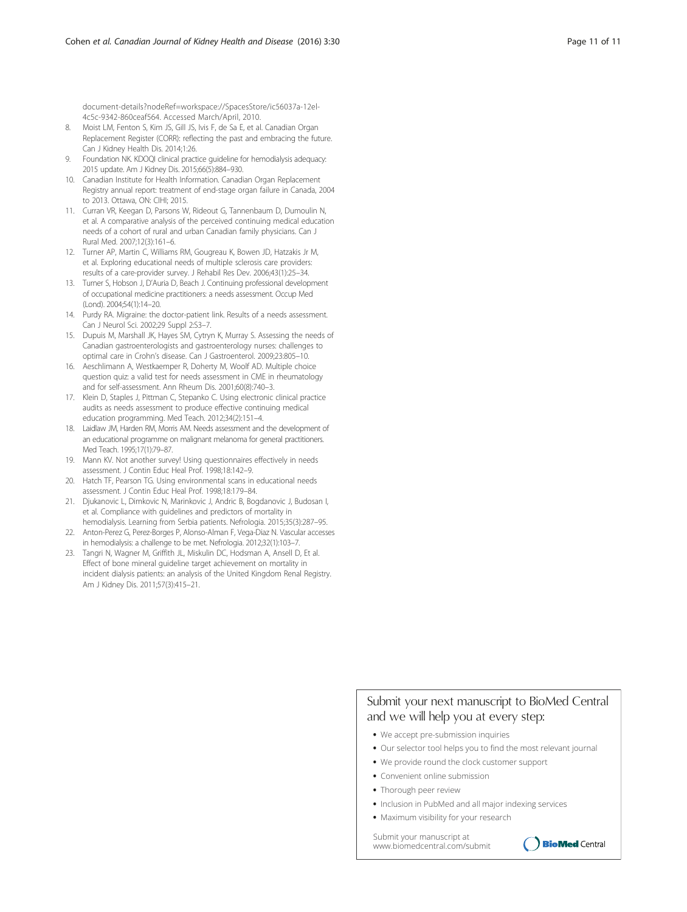document-details?nodeRef=workspace://SpacesStore/ic56037a-12el-4c5c-9342-860ceaf564. Accessed March/April, 2010.

8. Moist LM, Fenton S, Kim JS, Gill JS, Ivis F, de Sa E, et al. Canadian Organ Replacement Register (CORR): reflecting the past and embracing the future. Can J Kidney Health Dis. 2014;1:26.
9. Foundation NK. KDOQI clinical practice guideline for hemodialysis adequacy: 2015 update. Am J Kidney Dis. 2015;66(5):884–930.
10. Canadian Institute for Health Information. Canadian Organ Replacement Registry annual report: treatment of end-stage organ failure in Canada, 2004 to 2013. Ottawa, ON: CIHI; 2015.
11. Curran VR, Keegan D, Parsons W, Rideout G, Tannenbaum D, Dumoulin N, et al. A comparative analysis of the perceived continuing medical education needs of a cohort of rural and urban Canadian family physicians. Can J Rural Med. 2007;12(3):161–6.
12. Turner AP, Martin C, Williams RM, Gougreau K, Bowen JD, Hatzakis Jr M, et al. Exploring educational needs of multiple sclerosis care providers: results of a care-provider survey. J Rehabil Res Dev. 2006;43(1):25–34.
13. Turner S, Hobson J, D'Auria D, Beach J. Continuing professional development of occupational medicine practitioners: a needs assessment. Occup Med (Lond). 2004;54(1):14–20.
14. Purdy RA. Migraine: the doctor-patient link. Results of a needs assessment. Can J Neurol Sci. 2002;29 Suppl 2:S3–7.
15. Dupuis M, Marshall JK, Hayes SM, Cytryn K, Murray S. Assessing the needs of Canadian gastroenterologists and gastroenterology nurses: challenges to optimal care in Crohn's disease. Can J Gastroenterol. 2009;23:805–10.
16. Aeschlimann A, Westkaemper R, Doherty M, Woolf AD. Multiple choice question quiz: a valid test for needs assessment in CME in rheumatology and for self-assessment. Ann Rheum Dis. 2001;60(8):740–3.
17. Klein D, Staples J, Pittman C, Stepanko C. Using electronic clinical practice audits as needs assessment to produce effective continuing medical education programming. Med Teach. 2012;34(2):151–4.
18. Laidlaw JM, Harden RM, Morris AM. Needs assessment and the development of an educational programme on malignant melanoma for general practitioners. Med Teach. 1995;17(1):79–87.
19. Mann KV. Not another survey! Using questionnaires effectively in needs assessment. J Contin Educ Heal Prof. 1998;18:142–9.
20. Hatch TF, Pearson TG. Using environmental scans in educational needs assessment. J Contin Educ Heal Prof. 1998;18:179–84.
21. Djukanovic L, Dimkovic N, Marinkovic J, Andric B, Bogdanovic J, Budosan I, et al. Compliance with guidelines and predictors of mortality in hemodialysis. Learning from Serbia patients. Nefrologia. 2015;35(3):287–95.
22. Anton-Perez G, Perez-Borges P, Alonso-Alman F, Vega-Diaz N. Vascular accesses in hemodialysis: a challenge to be met. Nefrologia. 2012;32(1):103–7.
23. Tangri N, Wagner M, Griffith JL, Miskulin DC, Hodsman A, Ansell D, Et al. Effect of bone mineral guideline target achievement on mortality in incident dialysis patients: an analysis of the United Kingdom Renal Registry. Am J Kidney Dis. 2011;57(3):415–21.

Submit your next manuscript to BioMed Central and we will help you at every step:

- We accept pre-submission inquiries
- Our selector tool helps you to find the most relevant journal
- We provide round the clock customer support
- Convenient online submission
- Thorough peer review
- Inclusion in PubMed and all major indexing services
- Maximum visibility for your research

Submit your manuscript at www.biomedcentral.com/submit